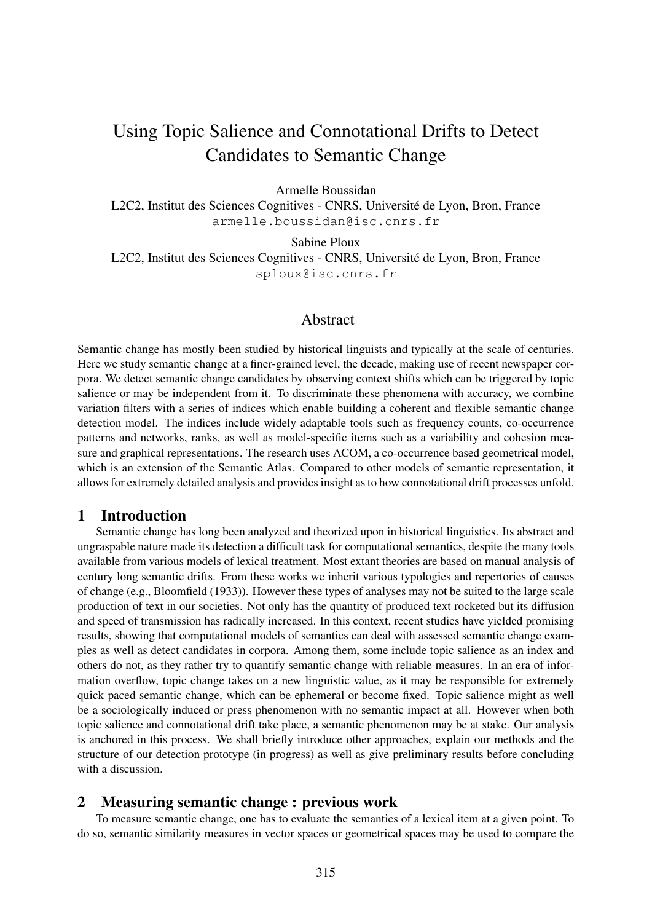# Using Topic Salience and Connotational Drifts to Detect Candidates to Semantic Change

Armelle Boussidan
L2C2, Institut des Sciences Cognitives - CNRS, Université de Lyon, Bron, France
armelle.boussidan@isc.cnrs.fr

Sabine Ploux
L2C2, Institut des Sciences Cognitives - CNRS, Université de Lyon, Bron, France
sploux@isc.cnrs.fr

## Abstract

Semantic change has mostly been studied by historical linguists and typically at the scale of centuries. Here we study semantic change at a finer-grained level, the decade, making use of recent newspaper corpora. We detect semantic change candidates by observing context shifts which can be triggered by topic salience or may be independent from it. To discriminate these phenomena with accuracy, we combine variation filters with a series of indices which enable building a coherent and flexible semantic change detection model. The indices include widely adaptable tools such as frequency counts, co-occurrence patterns and networks, ranks, as well as model-specific items such as a variability and cohesion measure and graphical representations. The research uses ACOM, a co-occurrence based geometrical model, which is an extension of the Semantic Atlas. Compared to other models of semantic representation, it allows for extremely detailed analysis and provides insight as to how connotational drift processes unfold.

## 1 Introduction

Semantic change has long been analyzed and theorized upon in historical linguistics. Its abstract and ungraspable nature made its detection a difficult task for computational semantics, despite the many tools available from various models of lexical treatment. Most extant theories are based on manual analysis of century long semantic drifts. From these works we inherit various typologies and repertories of causes of change (e.g., Bloomfield (1933)). However these types of analyses may not be suited to the large scale production of text in our societies. Not only has the quantity of produced text rocketed but its diffusion and speed of transmission has radically increased. In this context, recent studies have yielded promising results, showing that computational models of semantics can deal with assessed semantic change examples as well as detect candidates in corpora. Among them, some include topic salience as an index and others do not, as they rather try to quantify semantic change with reliable measures. In an era of information overflow, topic change takes on a new linguistic value, as it may be responsible for extremely quick paced semantic change, which can be ephemeral or become fixed. Topic salience might as well be a sociologically induced or press phenomenon with no semantic impact at all. However when both topic salience and connotational drift take place, a semantic phenomenon may be at stake. Our analysis is anchored in this process. We shall briefly introduce other approaches, explain our methods and the structure of our detection prototype (in progress) as well as give preliminary results before concluding with a discussion.

## 2 Measuring semantic change : previous work

To measure semantic change, one has to evaluate the semantics of a lexical item at a given point. To do so, semantic similarity measures in vector spaces or geometrical spaces may be used to compare the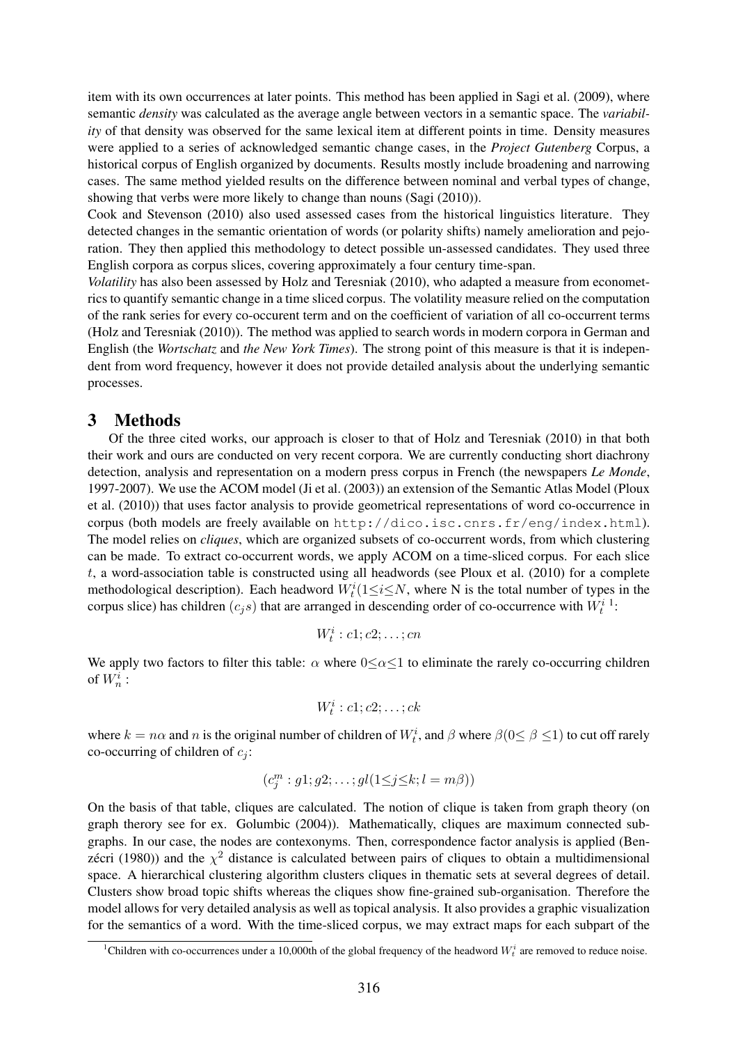item with its own occurrences at later points. This method has been applied in Sagi et al. (2009), where semantic *density* was calculated as the average angle between vectors in a semantic space. The *variability* of that density was observed for the same lexical item at different points in time. Density measures were applied to a series of acknowledged semantic change cases, in the *Project Gutenberg* Corpus, a historical corpus of English organized by documents. Results mostly include broadening and narrowing cases. The same method yielded results on the difference between nominal and verbal types of change, showing that verbs were more likely to change than nouns (Sagi (2010)).

Cook and Stevenson (2010) also used assessed cases from the historical linguistics literature. They detected changes in the semantic orientation of words (or polarity shifts) namely amelioration and pejoration. They then applied this methodology to detect possible un-assessed candidates. They used three English corpora as corpus slices, covering approximately a four century time-span.

*Volatility* has also been assessed by Holz and Teresniak (2010), who adapted a measure from econometrics to quantify semantic change in a time sliced corpus. The volatility measure relied on the computation of the rank series for every co-occurent term and on the coefficient of variation of all co-occurrent terms (Holz and Teresniak (2010)). The method was applied to search words in modern corpora in German and English (the *Wortschatz* and *the New York Times*). The strong point of this measure is that it is independent from word frequency, however it does not provide detailed analysis about the underlying semantic processes.

# 3 Methods

Of the three cited works, our approach is closer to that of Holz and Teresniak (2010) in that both their work and ours are conducted on very recent corpora. We are currently conducting short diachrony detection, analysis and representation on a modern press corpus in French (the newspapers *Le Monde*, 1997-2007). We use the ACOM model (Ji et al. (2003)) an extension of the Semantic Atlas Model (Ploux et al. (2010)) that uses factor analysis to provide geometrical representations of word co-occurrence in corpus (both models are freely available on `http://dico.isc.cnrs.fr/eng/index.html`). The model relies on *cliques*, which are organized subsets of co-occurrent words, from which clustering can be made. To extract co-occurrent words, we apply ACOM on a time-sliced corpus. For each slice $t$, a word-association table is constructed using all headwords (see Ploux et al. (2010) for a complete methodological description). Each headword $W_t^i (1 \leq i \leq N$, where N is the total number of types in the corpus slice) has children ($c_j s$) that are arranged in descending order of co-occurrence with $W_t^i$ [1]:

$$W_t^i : c1; c2; \ldots ; cn$$

We apply two factors to filter this table: $\alpha$ where $0 \leq \alpha \leq 1$ to eliminate the rarely co-occurring children of $W_n^i$ :

$$W_t^i : c1; c2; \ldots ; ck$$

where $k = n\alpha$ and $n$ is the original number of children of $W_t^i$, and $\beta$ where $\beta (0 \leq \beta \leq 1)$ to cut off rarely co-occurring of children of $c_j$:

$$(c_j^m : g1; g2; \ldots ; gl (1 \leq j \leq k; l = m\beta))$$

On the basis of that table, cliques are calculated. The notion of clique is taken from graph theory (on graph therory see for ex. Golumbic (2004)). Mathematically, cliques are maximum connected subgraphs. In our case, the nodes are contexonyms. Then, correspondence factor analysis is applied (Benzécri (1980)) and the $\chi^2$ distance is calculated between pairs of cliques to obtain a multidimensional space. A hierarchical clustering algorithm clusters cliques in thematic sets at several degrees of detail. Clusters show broad topic shifts whereas the cliques show fine-grained sub-organisation. Therefore the model allows for very detailed analysis as well as topical analysis. It also provides a graphic visualization for the semantics of a word. With the time-sliced corpus, we may extract maps for each subpart of the

[1] Children with co-occurrences under a 10,000th of the global frequency of the headword $W_t^i$ are removed to reduce noise.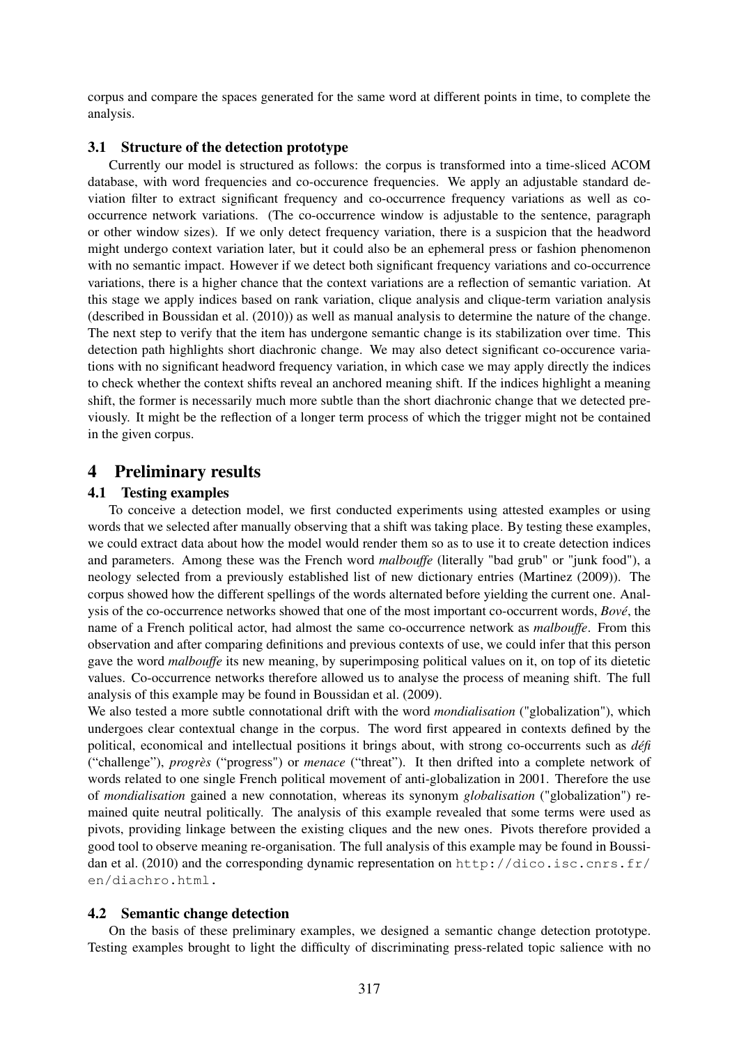corpus and compare the spaces generated for the same word at different points in time, to complete the analysis.

### 3.1 Structure of the detection prototype

Currently our model is structured as follows: the corpus is transformed into a time-sliced ACOM database, with word frequencies and co-occurence frequencies. We apply an adjustable standard deviation filter to extract significant frequency and co-occurrence frequency variations as well as co-occurrence network variations. (The co-occurrence window is adjustable to the sentence, paragraph or other window sizes). If we only detect frequency variation, there is a suspicion that the headword might undergo context variation later, but it could also be an ephemeral press or fashion phenomenon with no semantic impact. However if we detect both significant frequency variations and co-occurrence variations, there is a higher chance that the context variations are a reflection of semantic variation. At this stage we apply indices based on rank variation, clique analysis and clique-term variation analysis (described in Boussidan et al. (2010)) as well as manual analysis to determine the nature of the change. The next step to verify that the item has undergone semantic change is its stabilization over time. This detection path highlights short diachronic change. We may also detect significant co-occurence variations with no significant headword frequency variation, in which case we may apply directly the indices to check whether the context shifts reveal an anchored meaning shift. If the indices highlight a meaning shift, the former is necessarily much more subtle than the short diachronic change that we detected previously. It might be the reflection of a longer term process of which the trigger might not be contained in the given corpus.

## 4 Preliminary results

### 4.1 Testing examples

To conceive a detection model, we first conducted experiments using attested examples or using words that we selected after manually observing that a shift was taking place. By testing these examples, we could extract data about how the model would render them so as to use it to create detection indices and parameters. Among these was the French word *malbouffe* (literally "bad grub" or "junk food"), a neology selected from a previously established list of new dictionary entries (Martinez (2009)). The corpus showed how the different spellings of the words alternated before yielding the current one. Analysis of the co-occurrence networks showed that one of the most important co-occurrent words, ***Bové***, the name of a French political actor, had almost the same co-occurrence network as *malbouffe*. From this observation and after comparing definitions and previous contexts of use, we could infer that this person gave the word *malbouffe* its new meaning, by superimposing political values on it, on top of its dietetic values. Co-occurrence networks therefore allowed us to analyse the process of meaning shift. The full analysis of this example may be found in Boussidan et al. (2009).

We also tested a more subtle connotational drift with the word *mondialisation* ("globalization"), which undergoes clear contextual change in the corpus. The word first appeared in contexts defined by the political, economical and intellectual positions it brings about, with strong co-occurrents such as *défi* ("challenge"), *progrès* ("progress") or *menace* ("threat"). It then drifted into a complete network of words related to one single French political movement of anti-globalization in 2001. Therefore the use of *mondialisation* gained a new connotation, whereas its synonym *globalisation* ("globalization") remained quite neutral politically. The analysis of this example revealed that some terms were used as pivots, providing linkage between the existing cliques and the new ones. Pivots therefore provided a good tool to observe meaning re-organisation. The full analysis of this example may be found in Boussidan et al. (2010) and the corresponding dynamic representation on `http://dico.isc.cnrs.fr/en/diachro.html`.

### 4.2 Semantic change detection

On the basis of these preliminary examples, we designed a semantic change detection prototype. Testing examples brought to light the difficulty of discriminating press-related topic salience with no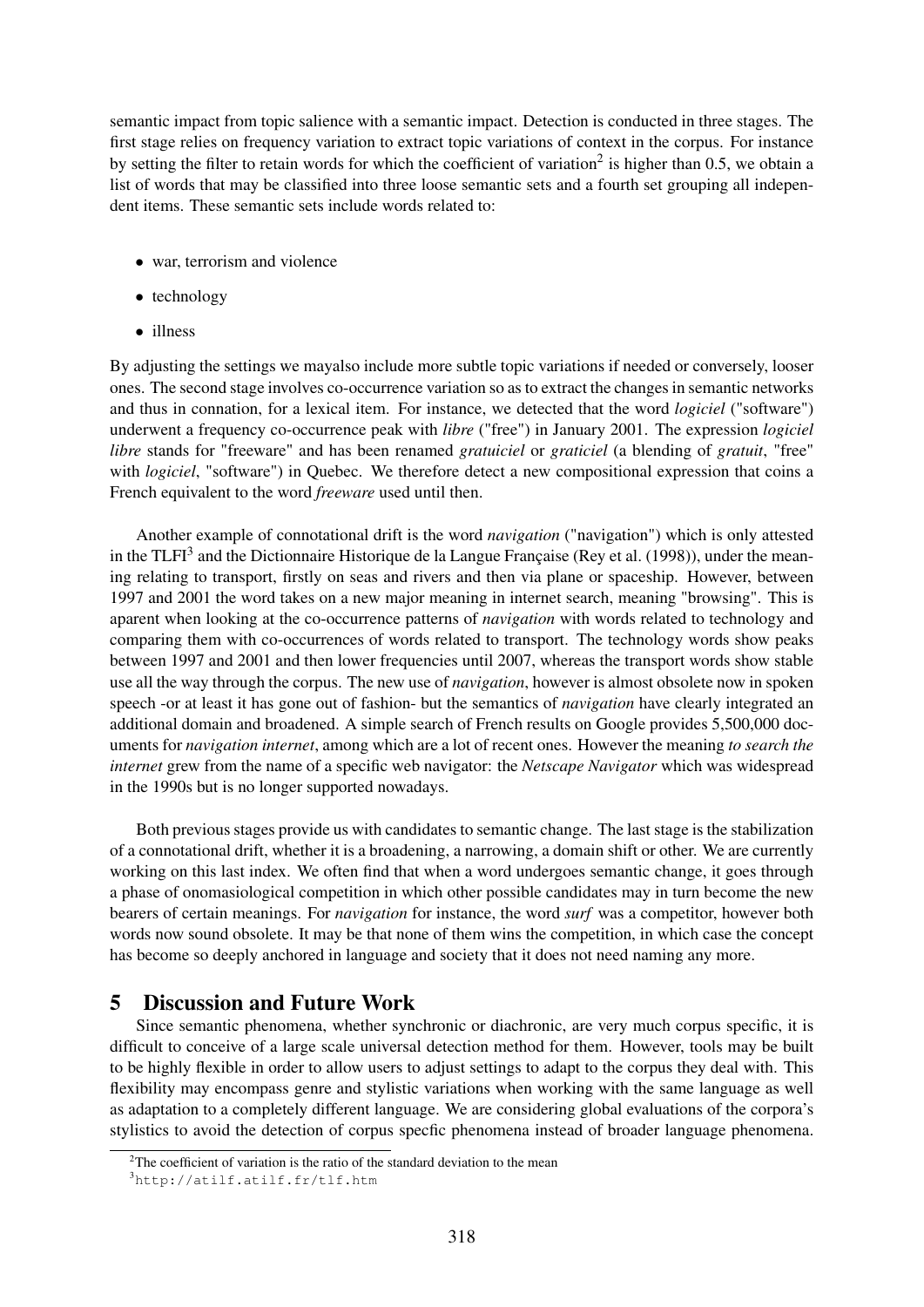semantic impact from topic salience with a semantic impact. Detection is conducted in three stages. The first stage relies on frequency variation to extract topic variations of context in the corpus. For instance by setting the filter to retain words for which the coefficient of variation[2] is higher than 0.5, we obtain a list of words that may be classified into three loose semantic sets and a fourth set grouping all independent items. These semantic sets include words related to:

- war, terrorism and violence
- technology
- illness

By adjusting the settings we mayalso include more subtle topic variations if needed or conversely, looser ones. The second stage involves co-occurrence variation so as to extract the changes in semantic networks and thus in connation, for a lexical item. For instance, we detected that the word *logiciel* ("software") underwent a frequency co-occurrence peak with *libre* ("free") in January 2001. The expression *logiciel libre* stands for "freeware" and has been renamed *gratuiciel* or *graticiel* (a blending of *gratuit*, "free" with *logiciel*, "software") in Quebec. We therefore detect a new compositional expression that coins a French equivalent to the word *freeware* used until then.

Another example of connotational drift is the word *navigation* ("navigation") which is only attested in the TLFI[3] and the Dictionnaire Historique de la Langue Française (Rey et al. (1998)), under the meaning relating to transport, firstly on seas and rivers and then via plane or spaceship. However, between 1997 and 2001 the word takes on a new major meaning in internet search, meaning "browsing". This is aparent when looking at the co-occurrence patterns of *navigation* with words related to technology and comparing them with co-occurrences of words related to transport. The technology words show peaks between 1997 and 2001 and then lower frequencies until 2007, whereas the transport words show stable use all the way through the corpus. The new use of *navigation*, however is almost obsolete now in spoken speech -or at least it has gone out of fashion- but the semantics of *navigation* have clearly integrated an additional domain and broadened. A simple search of French results on Google provides 5,500,000 documents for *navigation internet*, among which are a lot of recent ones. However the meaning *to search the internet* grew from the name of a specific web navigator: the *Netscape Navigator* which was widespread in the 1990s but is no longer supported nowadays.

Both previous stages provide us with candidates to semantic change. The last stage is the stabilization of a connotational drift, whether it is a broadening, a narrowing, a domain shift or other. We are currently working on this last index. We often find that when a word undergoes semantic change, it goes through a phase of onomasiological competition in which other possible candidates may in turn become the new bearers of certain meanings. For *navigation* for instance, the word *surf* was a competitor, however both words now sound obsolete. It may be that none of them wins the competition, in which case the concept has become so deeply anchored in language and society that it does not need naming any more.

## 5 Discussion and Future Work

Since semantic phenomena, whether synchronic or diachronic, are very much corpus specific, it is difficult to conceive of a large scale universal detection method for them. However, tools may be built to be highly flexible in order to allow users to adjust settings to adapt to the corpus they deal with. This flexibility may encompass genre and stylistic variations when working with the same language as well as adaptation to a completely different language. We are considering global evaluations of the corpora's stylistics to avoid the detection of corpus specfic phenomena instead of broader language phenomena.

[2] The coefficient of variation is the ratio of the standard deviation to the mean

[3] http://atilf.atilf.fr/tlf.htm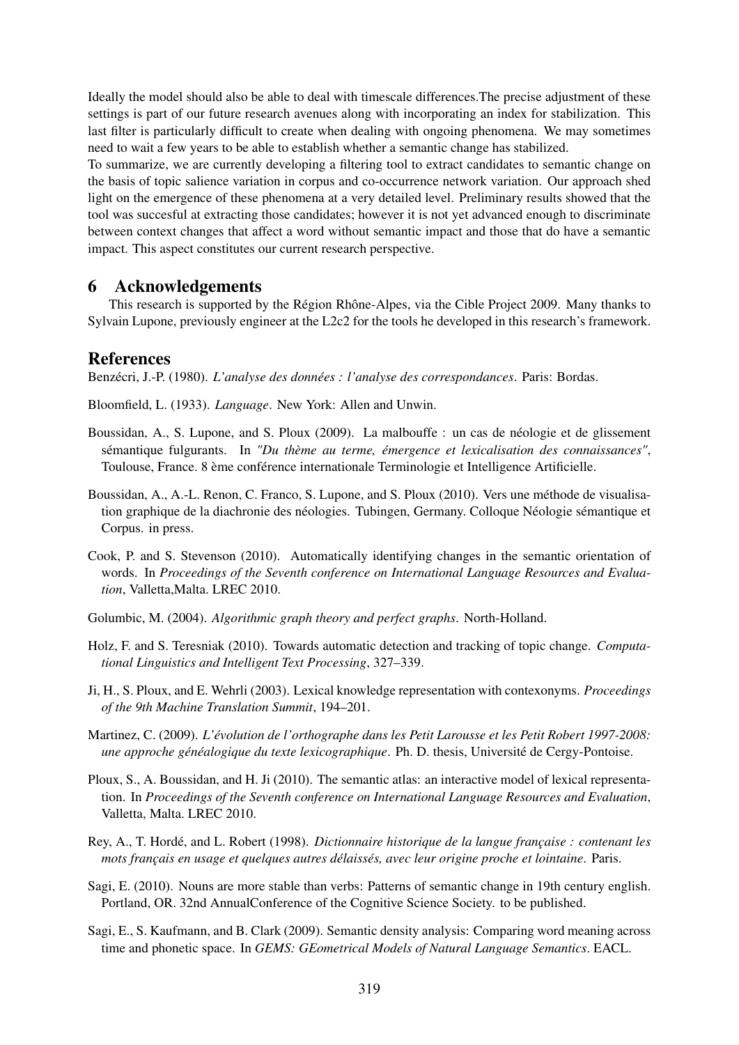Ideally the model should also be able to deal with timescale differences.The precise adjustment of these settings is part of our future research avenues along with incorporating an index for stabilization. This last filter is particularly difficult to create when dealing with ongoing phenomena. We may sometimes need to wait a few years to be able to establish whether a semantic change has stabilized.
To summarize, we are currently developing a filtering tool to extract candidates to semantic change on the basis of topic salience variation in corpus and co-occurrence network variation. Our approach shed light on the emergence of these phenomena at a very detailed level. Preliminary results showed that the tool was succesful at extracting those candidates; however it is not yet advanced enough to discriminate between context changes that affect a word without semantic impact and those that do have a semantic impact. This aspect constitutes our current research perspective.

## 6 Acknowledgements

This research is supported by the Région Rhône-Alpes, via the Cible Project 2009. Many thanks to Sylvain Lupone, previously engineer at the L2c2 for the tools he developed in this research's framework.

## References

Benzécri, J.-P. (1980). *L'analyse des données : l'analyse des correspondances*. Paris: Bordas.

Bloomfield, L. (1933). *Language*. New York: Allen and Unwin.

Boussidan, A., S. Lupone, and S. Ploux (2009). La malbouffe : un cas de néologie et de glissement sémantique fulgurants. In *"Du thème au terme, émergence et lexicalisation des connaissances"*, Toulouse, France. 8 ème conférence internationale Terminologie et Intelligence Artificielle.

Boussidan, A., A.-L. Renon, C. Franco, S. Lupone, and S. Ploux (2010). Vers une méthode de visualisation graphique de la diachronie des néologies. Tubingen, Germany. Colloque Néologie sémantique et Corpus. in press.

Cook, P. and S. Stevenson (2010). Automatically identifying changes in the semantic orientation of words. In *Proceedings of the Seventh conference on International Language Resources and Evaluation*, Valletta,Malta. LREC 2010.

Golumbic, M. (2004). *Algorithmic graph theory and perfect graphs*. North-Holland.

Holz, F. and S. Teresniak (2010). Towards automatic detection and tracking of topic change. *Computational Linguistics and Intelligent Text Processing*, 327–339.

Ji, H., S. Ploux, and E. Wehrli (2003). Lexical knowledge representation with contexonyms. *Proceedings of the 9th Machine Translation Summit*, 194–201.

Martinez, C. (2009). *L'évolution de l'orthographe dans les Petit Larousse et les Petit Robert 1997-2008: une approche généalogique du texte lexicographique*. Ph. D. thesis, Université de Cergy-Pontoise.

Ploux, S., A. Boussidan, and H. Ji (2010). The semantic atlas: an interactive model of lexical representation. In *Proceedings of the Seventh conference on International Language Resources and Evaluation*, Valletta, Malta. LREC 2010.

Rey, A., T. Hordé, and L. Robert (1998). *Dictionnaire historique de la langue française : contenant les mots français en usage et quelques autres délaissés, avec leur origine proche et lointaine*. Paris.

Sagi, E. (2010). Nouns are more stable than verbs: Patterns of semantic change in 19th century english. Portland, OR. 32nd AnnualConference of the Cognitive Science Society. to be published.

Sagi, E., S. Kaufmann, and B. Clark (2009). Semantic density analysis: Comparing word meaning across time and phonetic space. In *GEMS: GEometrical Models of Natural Language Semantics*. EACL.